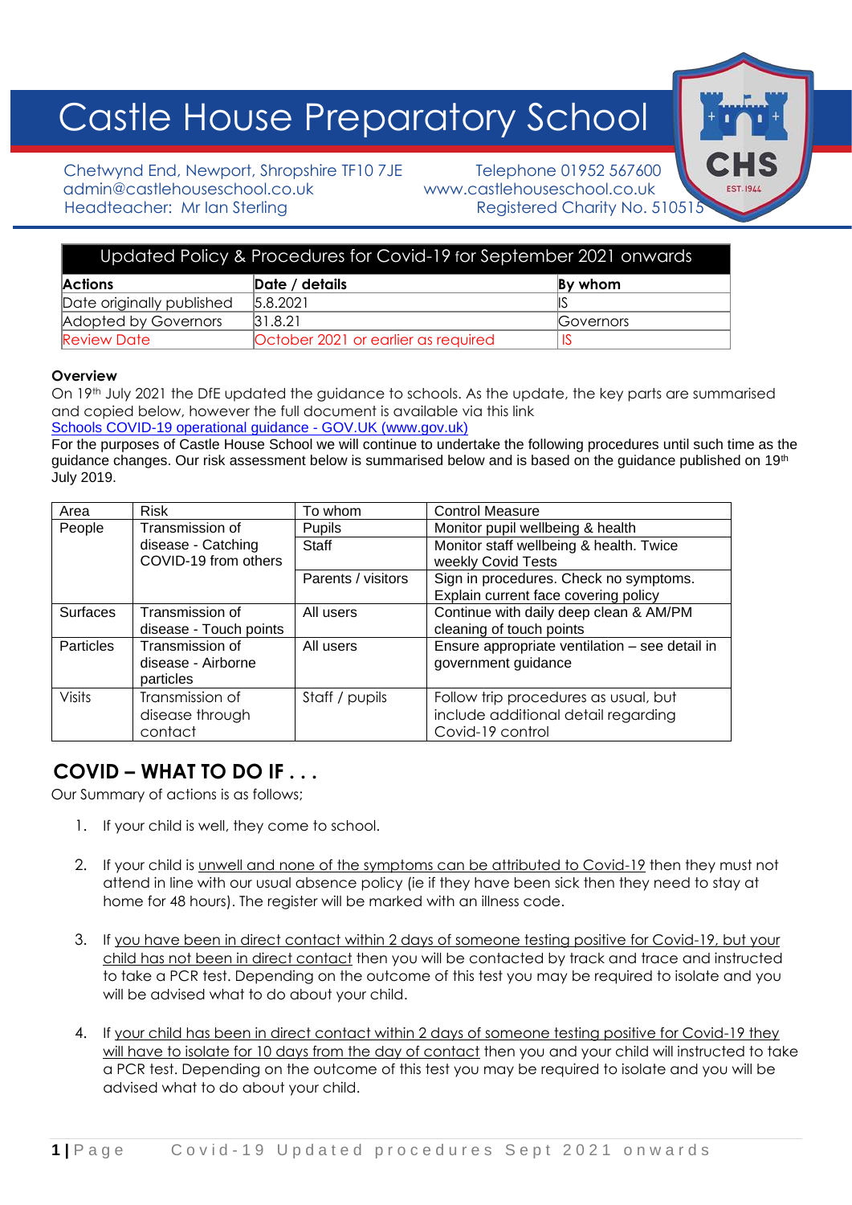# Castle House Preparatory School

Chetwynd End, Newport, Shropshire TF10 7JE
admin@castlehouseschool.co.uk
Headteacher: Mr Ian Sterling

Telephone 01952 567600
www.castlehouseschool.co.uk
Registered Charity No. 510515

| Updated Policy & Procedures for Covid-19 for September 2021 onwards | | |
|---|---|---|
| **Actions** | **Date / details** | **By whom** |
| Date originally published | 5.8.2021 | IS |
| Adopted by Governors | 31.8.21 | Governors |
| Review Date | October 2021 or earlier as required | IS |

**Overview**

On 19th July 2021 the DfE updated the guidance to schools. As the update, the key parts are summarised and copied below, however the full document is available via this link
[Schools COVID-19 operational guidance - GOV.UK (www.gov.uk)](https://www.gov.uk)
For the purposes of Castle House School we will continue to undertake the following procedures until such time as the guidance changes. Our risk assessment below is summarised below and is based on the guidance published on 19th July 2019.

| Area | Risk | To whom | Control Measure |
|---|---|---|---|
| People | Transmission of disease - Catching COVID-19 from others | Pupils | Monitor pupil wellbeing & health |
| | | Staff | Monitor staff wellbeing & health. Twice weekly Covid Tests |
| | | Parents / visitors | Sign in procedures. Check no symptoms. Explain current face covering policy |
| Surfaces | Transmission of disease - Touch points | All users | Continue with daily deep clean & AM/PM cleaning of touch points |
| Particles | Transmission of disease - Airborne particles | All users | Ensure appropriate ventilation – see detail in government guidance |
| Visits | Transmission of disease through contact | Staff / pupils | Follow trip procedures as usual, but include additional detail regarding Covid-19 control |

## COVID – WHAT TO DO IF . . .

Our Summary of actions is as follows;

1. If your child is well, they come to school.

2. If your child is unwell and none of the symptoms can be attributed to Covid-19 then they must not attend in line with our usual absence policy (ie if they have been sick then they need to stay at home for 48 hours). The register will be marked with an illness code.

3. If you have been in direct contact within 2 days of someone testing positive for Covid-19, but your child has not been in direct contact then you will be contacted by track and trace and instructed to take a PCR test. Depending on the outcome of this test you may be required to isolate and you will be advised what to do about your child.

4. If your child has been in direct contact within 2 days of someone testing positive for Covid-19 they will have to isolate for 10 days from the day of contact then you and your child will instructed to take a PCR test. Depending on the outcome of this test you may be required to isolate and you will be advised what to do about your child.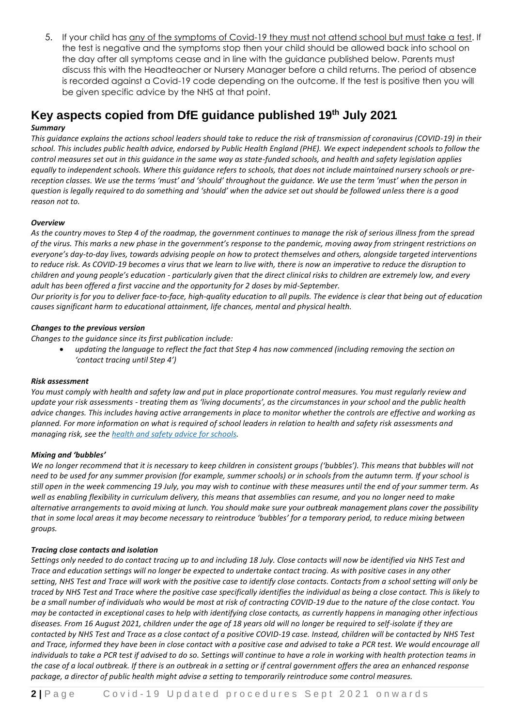5. If your child has any of the symptoms of Covid-19 they must not attend school but must take a test. If the test is negative and the symptoms stop then your child should be allowed back into school on the day after all symptoms cease and in line with the guidance published below. Parents must discuss this with the Headteacher or Nursery Manager before a child returns. The period of absence is recorded against a Covid-19 code depending on the outcome. If the test is positive then you will be given specific advice by the NHS at that point.

## Key aspects copied from DfE guidance published 19th July 2021

***Summary***

*This guidance explains the actions school leaders should take to reduce the risk of transmission of coronavirus (COVID-19) in their school. This includes public health advice, endorsed by Public Health England (PHE). We expect independent schools to follow the control measures set out in this guidance in the same way as state-funded schools, and health and safety legislation applies equally to independent schools. Where this guidance refers to schools, that does not include maintained nursery schools or pre-reception classes. We use the terms 'must' and 'should' throughout the guidance. We use the term 'must' when the person in question is legally required to do something and 'should' when the advice set out should be followed unless there is a good reason not to.*

***Overview***

*As the country moves to Step 4 of the roadmap, the government continues to manage the risk of serious illness from the spread of the virus. This marks a new phase in the government's response to the pandemic, moving away from stringent restrictions on everyone's day-to-day lives, towards advising people on how to protect themselves and others, alongside targeted interventions to reduce risk. As COVID-19 becomes a virus that we learn to live with, there is now an imperative to reduce the disruption to children and young people's education - particularly given that the direct clinical risks to children are extremely low, and every adult has been offered a first vaccine and the opportunity for 2 doses by mid-September.*

*Our priority is for you to deliver face-to-face, high-quality education to all pupils. The evidence is clear that being out of education causes significant harm to educational attainment, life chances, mental and physical health.*

***Changes to the previous version***

*Changes to the guidance since its first publication include:*

- *updating the language to reflect the fact that Step 4 has now commenced (including removing the section on 'contact tracing until Step 4')*

***Risk assessment***

*You must comply with health and safety law and put in place proportionate control measures. You must regularly review and update your risk assessments - treating them as 'living documents', as the circumstances in your school and the public health advice changes. This includes having active arrangements in place to monitor whether the controls are effective and working as planned. For more information on what is required of school leaders in relation to health and safety risk assessments and managing risk, see the health and safety advice for schools.*

***Mixing and 'bubbles'***

*We no longer recommend that it is necessary to keep children in consistent groups ('bubbles'). This means that bubbles will not need to be used for any summer provision (for example, summer schools) or in schools from the autumn term. If your school is still open in the week commencing 19 July, you may wish to continue with these measures until the end of your summer term. As well as enabling flexibility in curriculum delivery, this means that assemblies can resume, and you no longer need to make alternative arrangements to avoid mixing at lunch. You should make sure your outbreak management plans cover the possibility that in some local areas it may become necessary to reintroduce 'bubbles' for a temporary period, to reduce mixing between groups.*

***Tracing close contacts and isolation***

*Settings only needed to do contact tracing up to and including 18 July. Close contacts will now be identified via NHS Test and Trace and education settings will no longer be expected to undertake contact tracing. As with positive cases in any other setting, NHS Test and Trace will work with the positive case to identify close contacts. Contacts from a school setting will only be traced by NHS Test and Trace where the positive case specifically identifies the individual as being a close contact. This is likely to be a small number of individuals who would be most at risk of contracting COVID-19 due to the nature of the close contact. You may be contacted in exceptional cases to help with identifying close contacts, as currently happens in managing other infectious diseases. From 16 August 2021, children under the age of 18 years old will no longer be required to self-isolate if they are contacted by NHS Test and Trace as a close contact of a positive COVID-19 case. Instead, children will be contacted by NHS Test and Trace, informed they have been in close contact with a positive case and advised to take a PCR test. We would encourage all individuals to take a PCR test if advised to do so. Settings will continue to have a role in working with health protection teams in the case of a local outbreak. If there is an outbreak in a setting or if central government offers the area an enhanced response package, a director of public health might advise a setting to temporarily reintroduce some control measures.*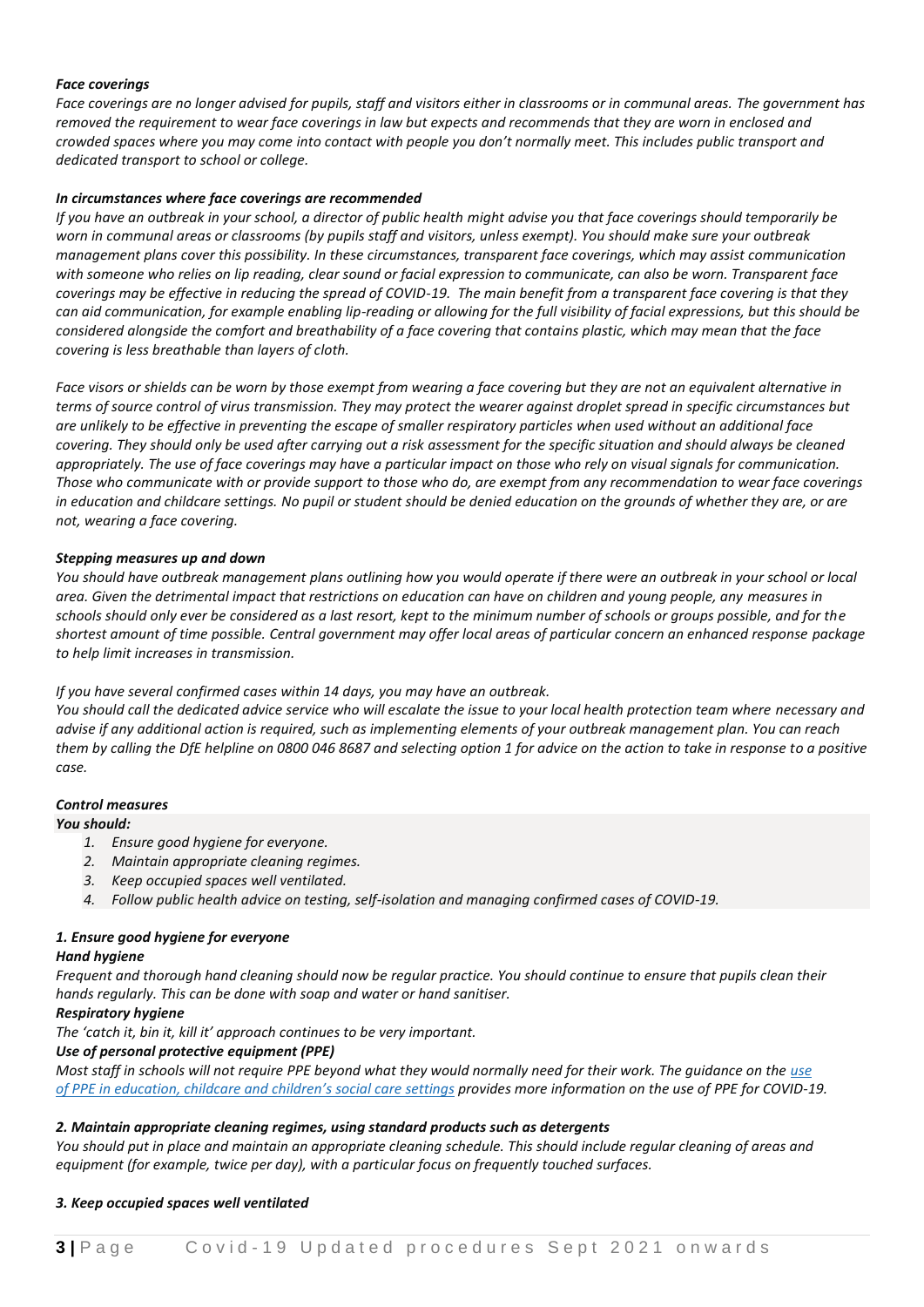***Face coverings***

*Face coverings are no longer advised for pupils, staff and visitors either in classrooms or in communal areas. The government has removed the requirement to wear face coverings in law but expects and recommends that they are worn in enclosed and crowded spaces where you may come into contact with people you don't normally meet. This includes public transport and dedicated transport to school or college.*

***In circumstances where face coverings are recommended***

*If you have an outbreak in your school, a director of public health might advise you that face coverings should temporarily be worn in communal areas or classrooms (by pupils staff and visitors, unless exempt). You should make sure your outbreak management plans cover this possibility. In these circumstances, transparent face coverings, which may assist communication with someone who relies on lip reading, clear sound or facial expression to communicate, can also be worn. Transparent face coverings may be effective in reducing the spread of COVID-19. The main benefit from a transparent face covering is that they can aid communication, for example enabling lip-reading or allowing for the full visibility of facial expressions, but this should be considered alongside the comfort and breathability of a face covering that contains plastic, which may mean that the face covering is less breathable than layers of cloth.*

*Face visors or shields can be worn by those exempt from wearing a face covering but they are not an equivalent alternative in terms of source control of virus transmission. They may protect the wearer against droplet spread in specific circumstances but are unlikely to be effective in preventing the escape of smaller respiratory particles when used without an additional face covering. They should only be used after carrying out a risk assessment for the specific situation and should always be cleaned appropriately. The use of face coverings may have a particular impact on those who rely on visual signals for communication. Those who communicate with or provide support to those who do, are exempt from any recommendation to wear face coverings in education and childcare settings. No pupil or student should be denied education on the grounds of whether they are, or are not, wearing a face covering.*

***Stepping measures up and down***

*You should have outbreak management plans outlining how you would operate if there were an outbreak in your school or local area. Given the detrimental impact that restrictions on education can have on children and young people, any measures in schools should only ever be considered as a last resort, kept to the minimum number of schools or groups possible, and for the shortest amount of time possible. Central government may offer local areas of particular concern an enhanced response package to help limit increases in transmission.*

*If you have several confirmed cases within 14 days, you may have an outbreak.*

*You should call the dedicated advice service who will escalate the issue to your local health protection team where necessary and advise if any additional action is required, such as implementing elements of your outbreak management plan. You can reach them by calling the DfE helpline on 0800 046 8687 and selecting option 1 for advice on the action to take in response to a positive case.*

***Control measures***

***You should:***

1. *Ensure good hygiene for everyone.*
2. *Maintain appropriate cleaning regimes.*
3. *Keep occupied spaces well ventilated.*
4. *Follow public health advice on testing, self-isolation and managing confirmed cases of COVID-19.*

***1. Ensure good hygiene for everyone***

***Hand hygiene***

*Frequent and thorough hand cleaning should now be regular practice. You should continue to ensure that pupils clean their hands regularly. This can be done with soap and water or hand sanitiser.*

***Respiratory hygiene***

*The 'catch it, bin it, kill it' approach continues to be very important.*

***Use of personal protective equipment (PPE)***

*Most staff in schools will not require PPE beyond what they would normally need for their work. The guidance on the [use of PPE in education, childcare and children's social care settings] provides more information on the use of PPE for COVID-19.*

***2. Maintain appropriate cleaning regimes, using standard products such as detergents***

*You should put in place and maintain an appropriate cleaning schedule. This should include regular cleaning of areas and equipment (for example, twice per day), with a particular focus on frequently touched surfaces.*

***3. Keep occupied spaces well ventilated***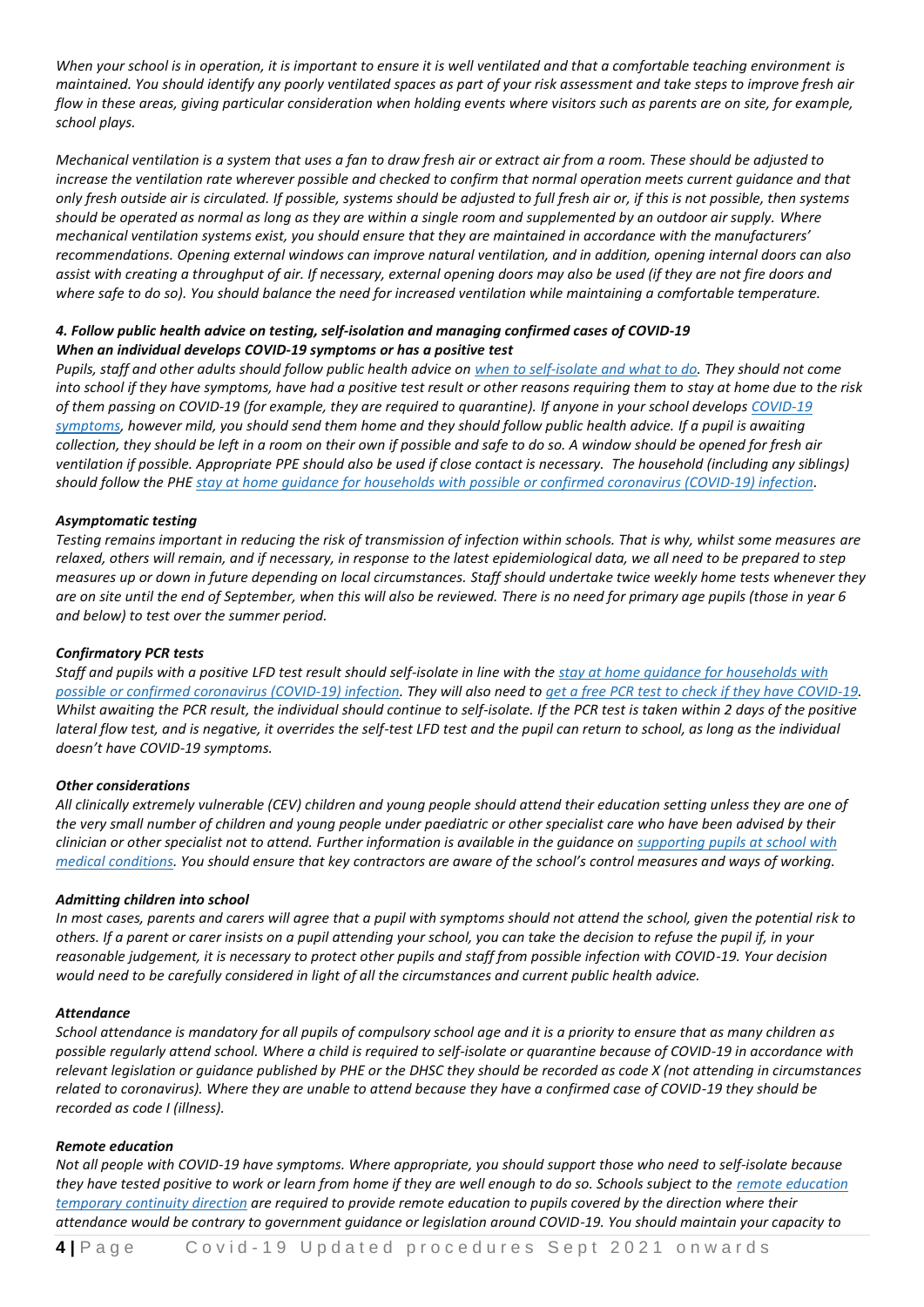*When your school is in operation, it is important to ensure it is well ventilated and that a comfortable teaching environment is maintained. You should identify any poorly ventilated spaces as part of your risk assessment and take steps to improve fresh air flow in these areas, giving particular consideration when holding events where visitors such as parents are on site, for example, school plays.*

*Mechanical ventilation is a system that uses a fan to draw fresh air or extract air from a room. These should be adjusted to increase the ventilation rate wherever possible and checked to confirm that normal operation meets current guidance and that only fresh outside air is circulated. If possible, systems should be adjusted to full fresh air or, if this is not possible, then systems should be operated as normal as long as they are within a single room and supplemented by an outdoor air supply. Where mechanical ventilation systems exist, you should ensure that they are maintained in accordance with the manufacturers' recommendations. Opening external windows can improve natural ventilation, and in addition, opening internal doors can also assist with creating a throughput of air. If necessary, external opening doors may also be used (if they are not fire doors and where safe to do so). You should balance the need for increased ventilation while maintaining a comfortable temperature.*

### *4. Follow public health advice on testing, self-isolation and managing confirmed cases of COVID-19*

#### *When an individual develops COVID-19 symptoms or has a positive test*

*Pupils, staff and other adults should follow public health advice on when to self-isolate and what to do. They should not come into school if they have symptoms, have had a positive test result or other reasons requiring them to stay at home due to the risk of them passing on COVID-19 (for example, they are required to quarantine). If anyone in your school develops COVID-19 symptoms, however mild, you should send them home and they should follow public health advice. If a pupil is awaiting collection, they should be left in a room on their own if possible and safe to do so. A window should be opened for fresh air ventilation if possible. Appropriate PPE should also be used if close contact is necessary. The household (including any siblings) should follow the PHE stay at home guidance for households with possible or confirmed coronavirus (COVID-19) infection.*

#### *Asymptomatic testing*

*Testing remains important in reducing the risk of transmission of infection within schools. That is why, whilst some measures are relaxed, others will remain, and if necessary, in response to the latest epidemiological data, we all need to be prepared to step measures up or down in future depending on local circumstances. Staff should undertake twice weekly home tests whenever they are on site until the end of September, when this will also be reviewed. There is no need for primary age pupils (those in year 6 and below) to test over the summer period.*

#### *Confirmatory PCR tests*

*Staff and pupils with a positive LFD test result should self-isolate in line with the stay at home guidance for households with possible or confirmed coronavirus (COVID-19) infection. They will also need to get a free PCR test to check if they have COVID-19. Whilst awaiting the PCR result, the individual should continue to self-isolate. If the PCR test is taken within 2 days of the positive lateral flow test, and is negative, it overrides the self-test LFD test and the pupil can return to school, as long as the individual doesn't have COVID-19 symptoms.*

#### *Other considerations*

*All clinically extremely vulnerable (CEV) children and young people should attend their education setting unless they are one of the very small number of children and young people under paediatric or other specialist care who have been advised by their clinician or other specialist not to attend. Further information is available in the guidance on supporting pupils at school with medical conditions. You should ensure that key contractors are aware of the school's control measures and ways of working.*

#### *Admitting children into school*

*In most cases, parents and carers will agree that a pupil with symptoms should not attend the school, given the potential risk to others. If a parent or carer insists on a pupil attending your school, you can take the decision to refuse the pupil if, in your reasonable judgement, it is necessary to protect other pupils and staff from possible infection with COVID-19. Your decision would need to be carefully considered in light of all the circumstances and current public health advice.*

#### *Attendance*

*School attendance is mandatory for all pupils of compulsory school age and it is a priority to ensure that as many children as possible regularly attend school. Where a child is required to self-isolate or quarantine because of COVID-19 in accordance with relevant legislation or guidance published by PHE or the DHSC they should be recorded as code X (not attending in circumstances related to coronavirus). Where they are unable to attend because they have a confirmed case of COVID-19 they should be recorded as code I (illness).*

#### *Remote education*

*Not all people with COVID-19 have symptoms. Where appropriate, you should support those who need to self-isolate because they have tested positive to work or learn from home if they are well enough to do so. Schools subject to the remote education temporary continuity direction are required to provide remote education to pupils covered by the direction where their attendance would be contrary to government guidance or legislation around COVID-19. You should maintain your capacity to*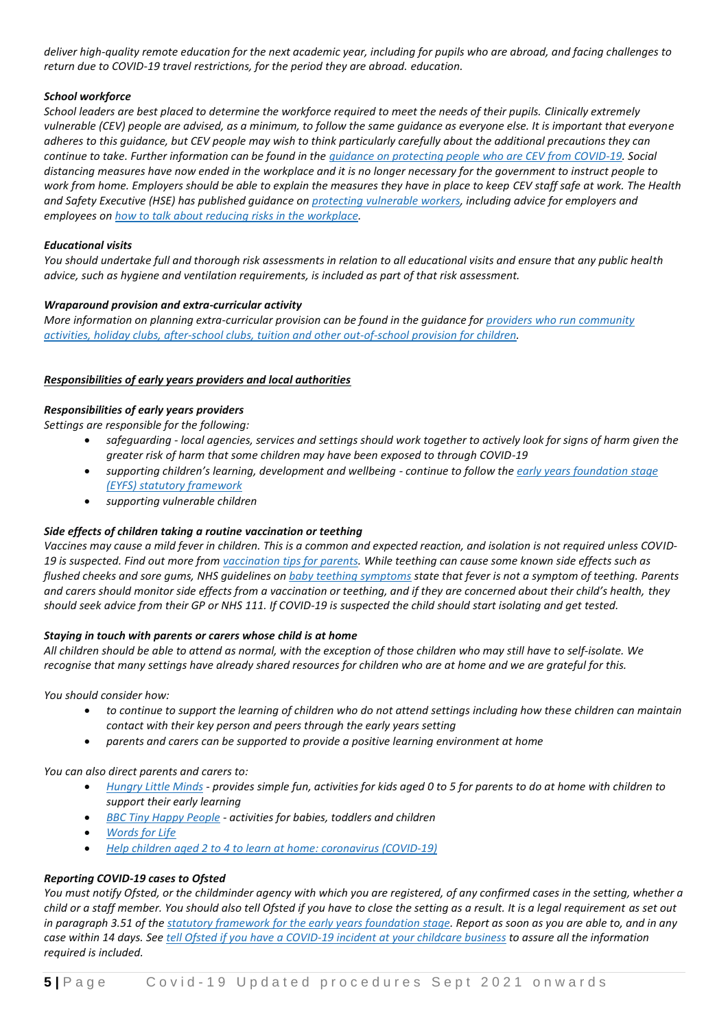*deliver high-quality remote education for the next academic year, including for pupils who are abroad, and facing challenges to return due to COVID-19 travel restrictions, for the period they are abroad. education.*

### *School workforce*

*School leaders are best placed to determine the workforce required to meet the needs of their pupils. Clinically extremely vulnerable (CEV) people are advised, as a minimum, to follow the same guidance as everyone else. It is important that everyone adheres to this guidance, but CEV people may wish to think particularly carefully about the additional precautions they can continue to take. Further information can be found in the guidance on protecting people who are CEV from COVID-19. Social distancing measures have now ended in the workplace and it is no longer necessary for the government to instruct people to work from home. Employers should be able to explain the measures they have in place to keep CEV staff safe at work. The Health and Safety Executive (HSE) has published guidance on protecting vulnerable workers, including advice for employers and employees on how to talk about reducing risks in the workplace.*

### *Educational visits*

*You should undertake full and thorough risk assessments in relation to all educational visits and ensure that any public health advice, such as hygiene and ventilation requirements, is included as part of that risk assessment.*

### *Wraparound provision and extra-curricular activity*

*More information on planning extra-curricular provision can be found in the guidance for providers who run community activities, holiday clubs, after-school clubs, tuition and other out-of-school provision for children.*

## *Responsibilities of early years providers and local authorities*

### *Responsibilities of early years providers*

*Settings are responsible for the following:*

- *safeguarding - local agencies, services and settings should work together to actively look for signs of harm given the greater risk of harm that some children may have been exposed to through COVID-19*
- *supporting children's learning, development and wellbeing - continue to follow the early years foundation stage (EYFS) statutory framework*
- *supporting vulnerable children*

### *Side effects of children taking a routine vaccination or teething*

*Vaccines may cause a mild fever in children. This is a common and expected reaction, and isolation is not required unless COVID-19 is suspected. Find out more from vaccination tips for parents. While teething can cause some known side effects such as flushed cheeks and sore gums, NHS guidelines on baby teething symptoms state that fever is not a symptom of teething. Parents and carers should monitor side effects from a vaccination or teething, and if they are concerned about their child's health, they should seek advice from their GP or NHS 111. If COVID-19 is suspected the child should start isolating and get tested.*

### *Staying in touch with parents or carers whose child is at home*

*All children should be able to attend as normal, with the exception of those children who may still have to self-isolate. We recognise that many settings have already shared resources for children who are at home and we are grateful for this.*

*You should consider how:*

- *to continue to support the learning of children who do not attend settings including how these children can maintain contact with their key person and peers through the early years setting*
- *parents and carers can be supported to provide a positive learning environment at home*

*You can also direct parents and carers to:*

- *Hungry Little Minds - provides simple fun, activities for kids aged 0 to 5 for parents to do at home with children to support their early learning*
- *BBC Tiny Happy People - activities for babies, toddlers and children*
- *Words for Life*
- *Help children aged 2 to 4 to learn at home: coronavirus (COVID-19)*

### *Reporting COVID-19 cases to Ofsted*

*You must notify Ofsted, or the childminder agency with which you are registered, of any confirmed cases in the setting, whether a child or a staff member. You should also tell Ofsted if you have to close the setting as a result. It is a legal requirement as set out in paragraph 3.51 of the statutory framework for the early years foundation stage. Report as soon as you are able to, and in any case within 14 days. See tell Ofsted if you have a COVID-19 incident at your childcare business to assure all the information required is included.*